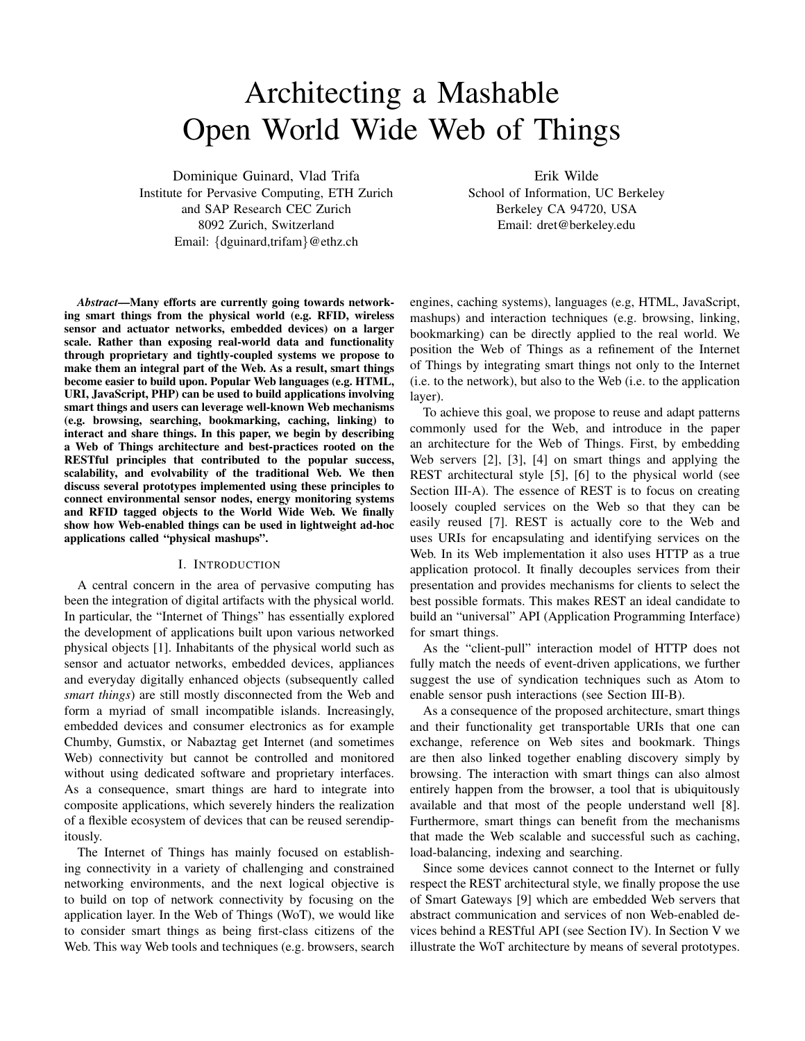# Architecting a Mashable Open World Wide Web of Things

Dominique Guinard, Vlad Trifa
Institute for Pervasive Computing, ETH Zurich
and SAP Research CEC Zurich
8092 Zurich, Switzerland
Email: {dguinard,trifam}@ethz.ch

Erik Wilde
School of Information, UC Berkeley
Berkeley CA 94720, USA
Email: dret@berkeley.edu

***Abstract*—Many efforts are currently going towards networking smart things from the physical world (e.g. RFID, wireless sensor and actuator networks, embedded devices) on a larger scale. Rather than exposing real-world data and functionality through proprietary and tightly-coupled systems we propose to make them an integral part of the Web. As a result, smart things become easier to build upon. Popular Web languages (e.g. HTML, URI, JavaScript, PHP) can be used to build applications involving smart things and users can leverage well-known Web mechanisms (e.g. browsing, searching, bookmarking, caching, linking) to interact and share things. In this paper, we begin by describing a Web of Things architecture and best-practices rooted on the RESTful principles that contributed to the popular success, scalability, and evolvability of the traditional Web. We then discuss several prototypes implemented using these principles to connect environmental sensor nodes, energy monitoring systems and RFID tagged objects to the World Wide Web. We finally show how Web-enabled things can be used in lightweight ad-hoc applications called "physical mashups".**

## I. Introduction

A central concern in the area of pervasive computing has been the integration of digital artifacts with the physical world. In particular, the "Internet of Things" has essentially explored the development of applications built upon various networked physical objects [1]. Inhabitants of the physical world such as sensor and actuator networks, embedded devices, appliances and everyday digitally enhanced objects (subsequently called *smart things*) are still mostly disconnected from the Web and form a myriad of small incompatible islands. Increasingly, embedded devices and consumer electronics as for example Chumby, Gumstix, or Nabaztag get Internet (and sometimes Web) connectivity but cannot be controlled and monitored without using dedicated software and proprietary interfaces. As a consequence, smart things are hard to integrate into composite applications, which severely hinders the realization of a flexible ecosystem of devices that can be reused serendipitously.

The Internet of Things has mainly focused on establishing connectivity in a variety of challenging and constrained networking environments, and the next logical objective is to build on top of network connectivity by focusing on the application layer. In the Web of Things (WoT), we would like to consider smart things as being first-class citizens of the Web. This way Web tools and techniques (e.g. browsers, search engines, caching systems), languages (e.g, HTML, JavaScript, mashups) and interaction techniques (e.g. browsing, linking, bookmarking) can be directly applied to the real world. We position the Web of Things as a refinement of the Internet of Things by integrating smart things not only to the Internet (i.e. to the network), but also to the Web (i.e. to the application layer).

To achieve this goal, we propose to reuse and adapt patterns commonly used for the Web, and introduce in the paper an architecture for the Web of Things. First, by embedding Web servers [2], [3], [4] on smart things and applying the REST architectural style [5], [6] to the physical world (see Section III-A). The essence of REST is to focus on creating loosely coupled services on the Web so that they can be easily reused [7]. REST is actually core to the Web and uses URIs for encapsulating and identifying services on the Web. In its Web implementation it also uses HTTP as a true application protocol. It finally decouples services from their presentation and provides mechanisms for clients to select the best possible formats. This makes REST an ideal candidate to build an "universal" API (Application Programming Interface) for smart things.

As the "client-pull" interaction model of HTTP does not fully match the needs of event-driven applications, we further suggest the use of syndication techniques such as Atom to enable sensor push interactions (see Section III-B).

As a consequence of the proposed architecture, smart things and their functionality get transportable URIs that one can exchange, reference on Web sites and bookmark. Things are then also linked together enabling discovery simply by browsing. The interaction with smart things can also almost entirely happen from the browser, a tool that is ubiquitously available and that most of the people understand well [8]. Furthermore, smart things can benefit from the mechanisms that made the Web scalable and successful such as caching, load-balancing, indexing and searching.

Since some devices cannot connect to the Internet or fully respect the REST architectural style, we finally propose the use of Smart Gateways [9] which are embedded Web servers that abstract communication and services of non Web-enabled devices behind a RESTful API (see Section IV). In Section V we illustrate the WoT architecture by means of several prototypes.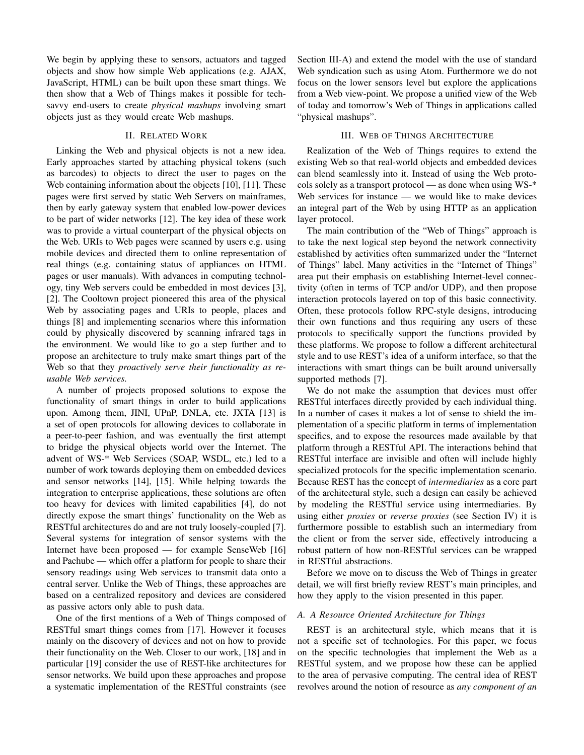We begin by applying these to sensors, actuators and tagged objects and show how simple Web applications (e.g. AJAX, JavaScript, HTML) can be built upon these smart things. We then show that a Web of Things makes it possible for tech-savvy end-users to create *physical mashups* involving smart objects just as they would create Web mashups.

## II. Related Work

Linking the Web and physical objects is not a new idea. Early approaches started by attaching physical tokens (such as barcodes) to objects to direct the user to pages on the Web containing information about the objects [10], [11]. These pages were first served by static Web Servers on mainframes, then by early gateway system that enabled low-power devices to be part of wider networks [12]. The key idea of these work was to provide a virtual counterpart of the physical objects on the Web. URIs to Web pages were scanned by users e.g. using mobile devices and directed them to online representation of real things (e.g. containing status of appliances on HTML pages or user manuals). With advances in computing technology, tiny Web servers could be embedded in most devices [3], [2]. The Cooltown project pioneered this area of the physical Web by associating pages and URIs to people, places and things [8] and implementing scenarios where this information could by physically discovered by scanning infrared tags in the environment. We would like to go a step further and to propose an architecture to truly make smart things part of the Web so that they *proactively serve their functionality as reusable Web services.*

A number of projects proposed solutions to expose the functionality of smart things in order to build applications upon. Among them, JINI, UPnP, DNLA, etc. JXTA [13] is a set of open protocols for allowing devices to collaborate in a peer-to-peer fashion, and was eventually the first attempt to bridge the physical objects world over the Internet. The advent of WS-* Web Services (SOAP, WSDL, etc.) led to a number of work towards deploying them on embedded devices and sensor networks [14], [15]. While helping towards the integration to enterprise applications, these solutions are often too heavy for devices with limited capabilities [4], do not directly expose the smart things' functionality on the Web as RESTful architectures do and are not truly loosely-coupled [7]. Several systems for integration of sensor systems with the Internet have been proposed — for example SenseWeb [16] and Pachube — which offer a platform for people to share their sensory readings using Web services to transmit data onto a central server. Unlike the Web of Things, these approaches are based on a centralized repository and devices are considered as passive actors only able to push data.

One of the first mentions of a Web of Things composed of RESTful smart things comes from [17]. However it focuses mainly on the discovery of devices and not on how to provide their functionality on the Web. Closer to our work, [18] and in particular [19] consider the use of REST-like architectures for sensor networks. We build upon these approaches and propose a systematic implementation of the RESTful constraints (see Section III-A) and extend the model with the use of standard Web syndication such as using Atom. Furthermore we do not focus on the lower sensors level but explore the applications from a Web view-point. We propose a unified view of the Web of today and tomorrow's Web of Things in applications called "physical mashups".

## III. Web of Things Architecture

Realization of the Web of Things requires to extend the existing Web so that real-world objects and embedded devices can blend seamlessly into it. Instead of using the Web protocols solely as a transport protocol — as done when using WS-* Web services for instance — we would like to make devices an integral part of the Web by using HTTP as an application layer protocol.

The main contribution of the "Web of Things" approach is to take the next logical step beyond the network connectivity established by activities often summarized under the "Internet of Things" label. Many activities in the "Internet of Things" area put their emphasis on establishing Internet-level connectivity (often in terms of TCP and/or UDP), and then propose interaction protocols layered on top of this basic connectivity. Often, these protocols follow RPC-style designs, introducing their own functions and thus requiring any users of these protocols to specifically support the functions provided by these platforms. We propose to follow a different architectural style and to use REST's idea of a uniform interface, so that the interactions with smart things can be built around universally supported methods [7].

We do not make the assumption that devices must offer RESTful interfaces directly provided by each individual thing. In a number of cases it makes a lot of sense to shield the implementation of a specific platform in terms of implementation specifics, and to expose the resources made available by that platform through a RESTful API. The interactions behind that RESTful interface are invisible and often will include highly specialized protocols for the specific implementation scenario. Because REST has the concept of *intermediaries* as a core part of the architectural style, such a design can easily be achieved by modeling the RESTful service using intermediaries. By using either *proxies* or *reverse proxies* (see Section IV) it is furthermore possible to establish such an intermediary from the client or from the server side, effectively introducing a robust pattern of how non-RESTful services can be wrapped in RESTful abstractions.

Before we move on to discuss the Web of Things in greater detail, we will first briefly review REST's main principles, and how they apply to the vision presented in this paper.

### A. A Resource Oriented Architecture for Things

REST is an architectural style, which means that it is not a specific set of technologies. For this paper, we focus on the specific technologies that implement the Web as a RESTful system, and we propose how these can be applied to the area of pervasive computing. The central idea of REST revolves around the notion of resource as *any component of an*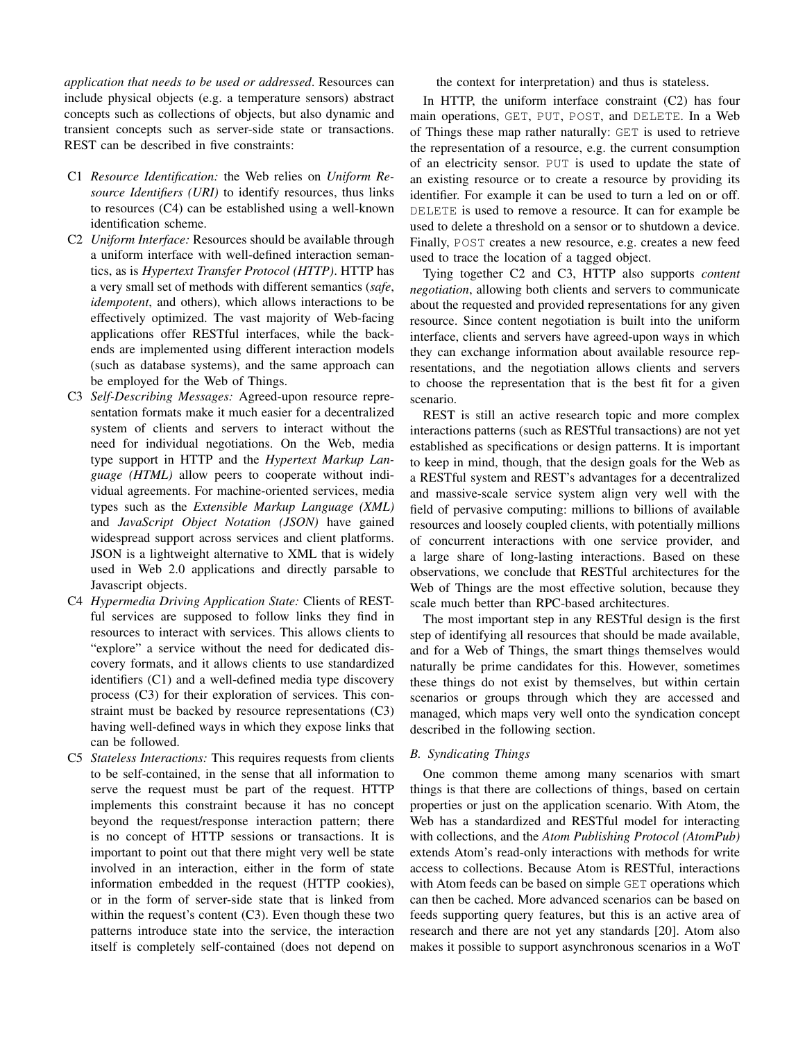*application that needs to be used or addressed*. Resources can include physical objects (e.g. a temperature sensors) abstract concepts such as collections of objects, but also dynamic and transient concepts such as server-side state or transactions. REST can be described in five constraints:

- C1 *Resource Identification:* the Web relies on *Uniform Resource Identifiers (URI)* to identify resources, thus links to resources (C4) can be established using a well-known identification scheme.
- C2 *Uniform Interface:* Resources should be available through a uniform interface with well-defined interaction semantics, as is *Hypertext Transfer Protocol (HTTP)*. HTTP has a very small set of methods with different semantics (*safe*, *idempotent*, and others), which allows interactions to be effectively optimized. The vast majority of Web-facing applications offer RESTful interfaces, while the backends are implemented using different interaction models (such as database systems), and the same approach can be employed for the Web of Things.
- C3 *Self-Describing Messages:* Agreed-upon resource representation formats make it much easier for a decentralized system of clients and servers to interact without the need for individual negotiations. On the Web, media type support in HTTP and the *Hypertext Markup Language (HTML)* allow peers to cooperate without individual agreements. For machine-oriented services, media types such as the *Extensible Markup Language (XML)* and *JavaScript Object Notation (JSON)* have gained widespread support across services and client platforms. JSON is a lightweight alternative to XML that is widely used in Web 2.0 applications and directly parsable to Javascript objects.
- C4 *Hypermedia Driving Application State:* Clients of RESTful services are supposed to follow links they find in resources to interact with services. This allows clients to "explore" a service without the need for dedicated discovery formats, and it allows clients to use standardized identifiers (C1) and a well-defined media type discovery process (C3) for their exploration of services. This constraint must be backed by resource representations (C3) having well-defined ways in which they expose links that can be followed.
- C5 *Stateless Interactions:* This requires requests from clients to be self-contained, in the sense that all information to serve the request must be part of the request. HTTP implements this constraint because it has no concept beyond the request/response interaction pattern; there is no concept of HTTP sessions or transactions. It is important to point out that there might very well be state involved in an interaction, either in the form of state information embedded in the request (HTTP cookies), or in the form of server-side state that is linked from within the request's content (C3). Even though these two patterns introduce state into the service, the interaction itself is completely self-contained (does not depend on the context for interpretation) and thus is stateless.

In HTTP, the uniform interface constraint (C2) has four main operations, `GET`, `PUT`, `POST`, and `DELETE`. In a Web of Things these map rather naturally: `GET` is used to retrieve the representation of a resource, e.g. the current consumption of an electricity sensor. `PUT` is used to update the state of an existing resource or to create a resource by providing its identifier. For example it can be used to turn a led on or off. `DELETE` is used to remove a resource. It can for example be used to delete a threshold on a sensor or to shutdown a device. Finally, `POST` creates a new resource, e.g. creates a new feed used to trace the location of a tagged object.

Tying together C2 and C3, HTTP also supports *content negotiation*, allowing both clients and servers to communicate about the requested and provided representations for any given resource. Since content negotiation is built into the uniform interface, clients and servers have agreed-upon ways in which they can exchange information about available resource representations, and the negotiation allows clients and servers to choose the representation that is the best fit for a given scenario.

REST is still an active research topic and more complex interactions patterns (such as RESTful transactions) are not yet established as specifications or design patterns. It is important to keep in mind, though, that the design goals for the Web as a RESTful system and REST's advantages for a decentralized and massive-scale service system align very well with the field of pervasive computing: millions to billions of available resources and loosely coupled clients, with potentially millions of concurrent interactions with one service provider, and a large share of long-lasting interactions. Based on these observations, we conclude that RESTful architectures for the Web of Things are the most effective solution, because they scale much better than RPC-based architectures.

The most important step in any RESTful design is the first step of identifying all resources that should be made available, and for a Web of Things, the smart things themselves would naturally be prime candidates for this. However, sometimes these things do not exist by themselves, but within certain scenarios or groups through which they are accessed and managed, which maps very well onto the syndication concept described in the following section.

### B. Syndicating Things

One common theme among many scenarios with smart things is that there are collections of things, based on certain properties or just on the application scenario. With Atom, the Web has a standardized and RESTful model for interacting with collections, and the *Atom Publishing Protocol (AtomPub)* extends Atom's read-only interactions with methods for write access to collections. Because Atom is RESTful, interactions with Atom feeds can be based on simple `GET` operations which can then be cached. More advanced scenarios can be based on feeds supporting query features, but this is an active area of research and there are not yet any standards [20]. Atom also makes it possible to support asynchronous scenarios in a WoT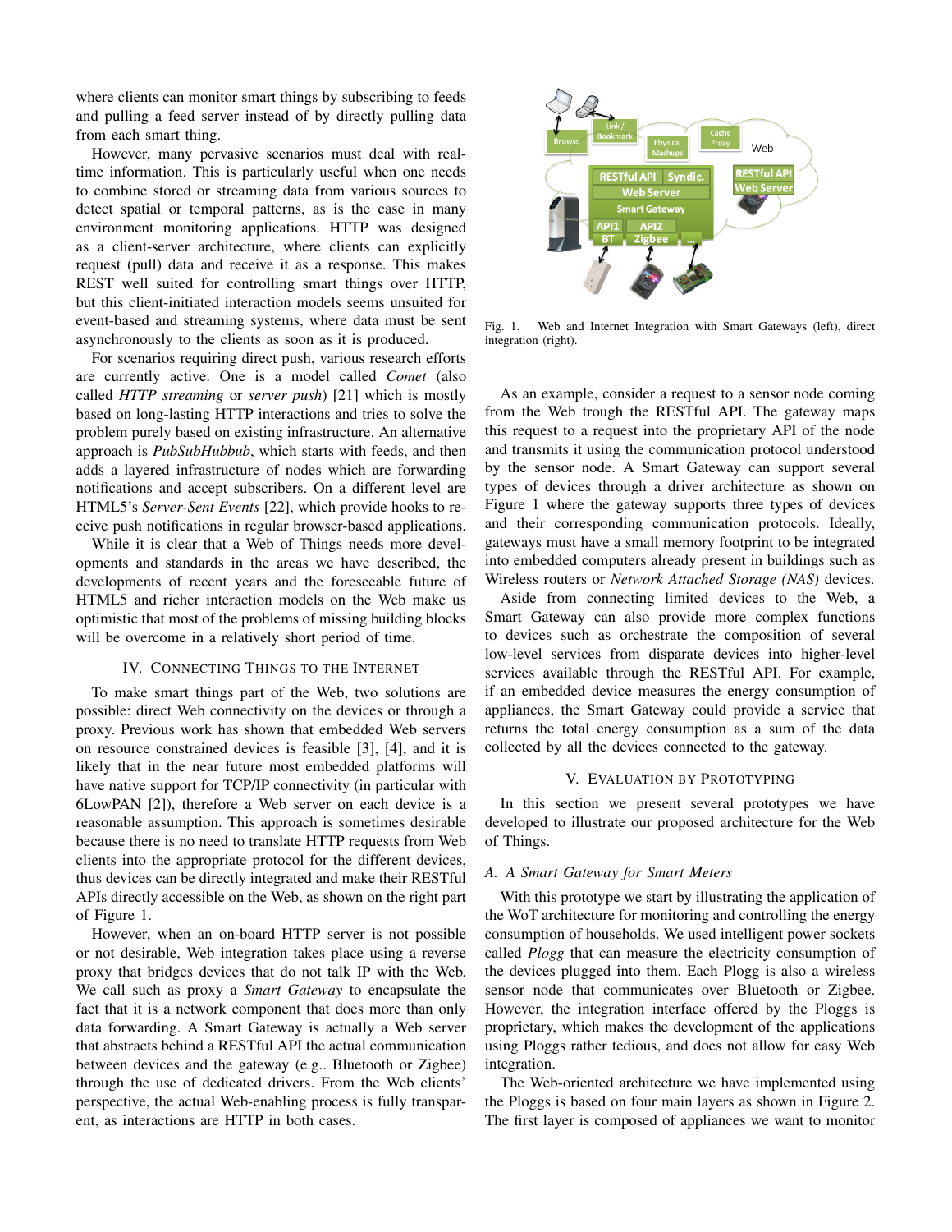where clients can monitor smart things by subscribing to feeds and pulling a feed server instead of by directly pulling data from each smart thing.

However, many pervasive scenarios must deal with real-time information. This is particularly useful when one needs to combine stored or streaming data from various sources to detect spatial or temporal patterns, as is the case in many environment monitoring applications. HTTP was designed as a client-server architecture, where clients can explicitly request (pull) data and receive it as a response. This makes REST well suited for controlling smart things over HTTP, but this client-initiated interaction models seems unsuited for event-based and streaming systems, where data must be sent asynchronously to the clients as soon as it is produced.

For scenarios requiring direct push, various research efforts are currently active. One is a model called *Comet* (also called *HTTP streaming* or *server push*) [21] which is mostly based on long-lasting HTTP interactions and tries to solve the problem purely based on existing infrastructure. An alternative approach is *PubSubHubbub*, which starts with feeds, and then adds a layered infrastructure of nodes which are forwarding notifications and accept subscribers. On a different level are HTML5's *Server-Sent Events* [22], which provide hooks to receive push notifications in regular browser-based applications.

While it is clear that a Web of Things needs more developments and standards in the areas we have described, the developments of recent years and the foreseeable future of HTML5 and richer interaction models on the Web make us optimistic that most of the problems of missing building blocks will be overcome in a relatively short period of time.

## IV. Connecting Things to the Internet

To make smart things part of the Web, two solutions are possible: direct Web connectivity on the devices or through a proxy. Previous work has shown that embedded Web servers on resource constrained devices is feasible [3], [4], and it is likely that in the near future most embedded platforms will have native support for TCP/IP connectivity (in particular with 6LowPAN [2]), therefore a Web server on each device is a reasonable assumption. This approach is sometimes desirable because there is no need to translate HTTP requests from Web clients into the appropriate protocol for the different devices, thus devices can be directly integrated and make their RESTful APIs directly accessible on the Web, as shown on the right part of Figure 1.

However, when an on-board HTTP server is not possible or not desirable, Web integration takes place using a reverse proxy that bridges devices that do not talk IP with the Web. We call such as proxy a *Smart Gateway* to encapsulate the fact that it is a network component that does more than only data forwarding. A Smart Gateway is actually a Web server that abstracts behind a RESTful API the actual communication between devices and the gateway (e.g.. Bluetooth or Zigbee) through the use of dedicated drivers. From the Web clients' perspective, the actual Web-enabling process is fully transparent, as interactions are HTTP in both cases.

Browse
Link / Bookmark
Physical Mashups
Cache Proxy
Web
RESTful API
Syndic.
Web Server
Smart Gateway
API1
API2
BT
Zigbee
...
RESTful API
Web Server

Fig. 1. Web and Internet Integration with Smart Gateways (left), direct integration (right).

As an example, consider a request to a sensor node coming from the Web trough the RESTful API. The gateway maps this request to a request into the proprietary API of the node and transmits it using the communication protocol understood by the sensor node. A Smart Gateway can support several types of devices through a driver architecture as shown on Figure 1 where the gateway supports three types of devices and their corresponding communication protocols. Ideally, gateways must have a small memory footprint to be integrated into embedded computers already present in buildings such as Wireless routers or *Network Attached Storage (NAS)* devices.

Aside from connecting limited devices to the Web, a Smart Gateway can also provide more complex functions to devices such as orchestrate the composition of several low-level services from disparate devices into higher-level services available through the RESTful API. For example, if an embedded device measures the energy consumption of appliances, the Smart Gateway could provide a service that returns the total energy consumption as a sum of the data collected by all the devices connected to the gateway.

## V. Evaluation by Prototyping

In this section we present several prototypes we have developed to illustrate our proposed architecture for the Web of Things.

### A. A Smart Gateway for Smart Meters

With this prototype we start by illustrating the application of the WoT architecture for monitoring and controlling the energy consumption of households. We used intelligent power sockets called *Plogg* that can measure the electricity consumption of the devices plugged into them. Each Plogg is also a wireless sensor node that communicates over Bluetooth or Zigbee. However, the integration interface offered by the Ploggs is proprietary, which makes the development of the applications using Ploggs rather tedious, and does not allow for easy Web integration.

The Web-oriented architecture we have implemented using the Ploggs is based on four main layers as shown in Figure 2. The first layer is composed of appliances we want to monitor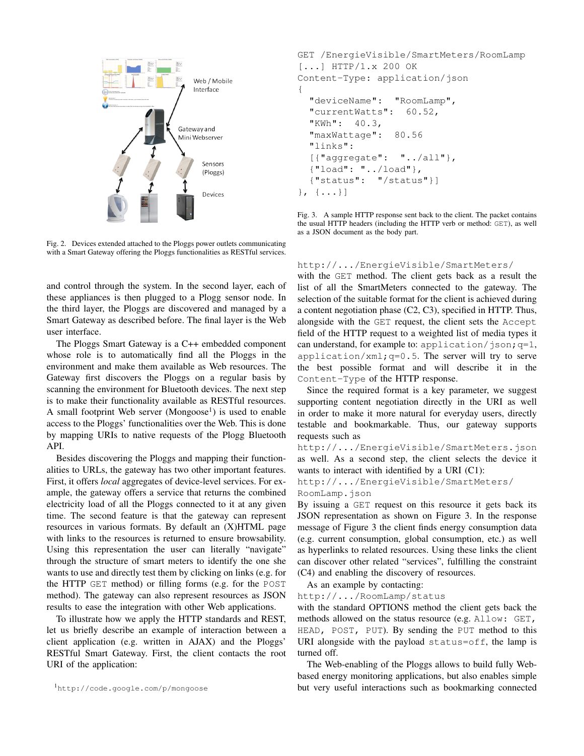Fig. 2. Devices extended attached to the Ploggs power outlets communicating with a Smart Gateway offering the Ploggs functionalities as RESTful services.

and control through the system. In the second layer, each of these appliances is then plugged to a Plogg sensor node. In the third layer, the Ploggs are discovered and managed by a Smart Gateway as described before. The final layer is the Web user interface.

The Ploggs Smart Gateway is a C++ embedded component whose role is to automatically find all the Ploggs in the environment and make them available as Web resources. The Gateway first discovers the Ploggs on a regular basis by scanning the environment for Bluetooth devices. The next step is to make their functionality available as RESTful resources. A small footprint Web server (Mongoose[1]) is used to enable access to the Ploggs' functionalities over the Web. This is done by mapping URIs to native requests of the Plogg Bluetooth API.

Besides discovering the Ploggs and mapping their functionalities to URLs, the gateway has two other important features. First, it offers *local* aggregates of device-level services. For example, the gateway offers a service that returns the combined electricity load of all the Ploggs connected to it at any given time. The second feature is that the gateway can represent resources in various formats. By default an (X)HTML page with links to the resources is returned to ensure browsability. Using this representation the user can literally "navigate" through the structure of smart meters to identify the one she wants to use and directly test them by clicking on links (e.g. for the HTTP `GET` method) or filling forms (e.g. for the `POST` method). The gateway can also represent resources as JSON results to ease the integration with other Web applications.

To illustrate how we apply the HTTP standards and REST, let us briefly describe an example of interaction between a client application (e.g. written in AJAX) and the Ploggs' RESTful Smart Gateway. First, the client contacts the root URI of the application:

[1] http://code.google.com/p/mongoose

```
GET /EnergieVisible/SmartMeters/RoomLamp
[...] HTTP/1.x 200 OK
Content-Type: application/json
{
  "deviceName":  "RoomLamp",
  "currentWatts":  60.52,
  "KWh":  40.3,
  "maxWattage":  80.56
  "links":
  [{"aggregate":  "../all"},
  {"load": "../load"},
  {"status":  "/status"}]
}, {...}]
```

Fig. 3. A sample HTTP response sent back to the client. The packet contains the usual HTTP headers (including the HTTP verb or method: `GET`), as well as a JSON document as the body part.

`http://.../EnergieVisible/SmartMeters/` with the `GET` method. The client gets back as a result the list of all the SmartMeters connected to the gateway. The selection of the suitable format for the client is achieved during a content negotiation phase (C2, C3), specified in HTTP. Thus, alongside with the `GET` request, the client sets the `Accept` field of the HTTP request to a weighted list of media types it can understand, for example to: `application/json;q=1`, `application/xml;q=0.5`. The server will try to serve the best possible format and will describe it in the `Content-Type` of the HTTP response.

Since the required format is a key parameter, we suggest supporting content negotiation directly in the URI as well in order to make it more natural for everyday users, directly testable and bookmarkable. Thus, our gateway supports requests such as `http://.../EnergieVisible/SmartMeters.json` as well. As a second step, the client selects the device it wants to interact with identified by a URI (C1): `http://.../EnergieVisible/SmartMeters/RoomLamp.json`

By issuing a `GET` request on this resource it gets back its JSON representation as shown on Figure 3. In the response message of Figure 3 the client finds energy consumption data (e.g. current consumption, global consumption, etc.) as well as hyperlinks to related resources. Using these links the client can discover other related "services", fulfilling the constraint (C4) and enabling the discovery of resources.

As an example by contacting: `http://.../RoomLamp/status` with the standard OPTIONS method the client gets back the methods allowed on the status resource (e.g. `Allow: GET, HEAD, POST, PUT`). By sending the `PUT` method to this URI alongside with the payload `status=off`, the lamp is turned off.

The Web-enabling of the Ploggs allows to build fully Web-based energy monitoring applications, but also enables simple but very useful interactions such as bookmarking connected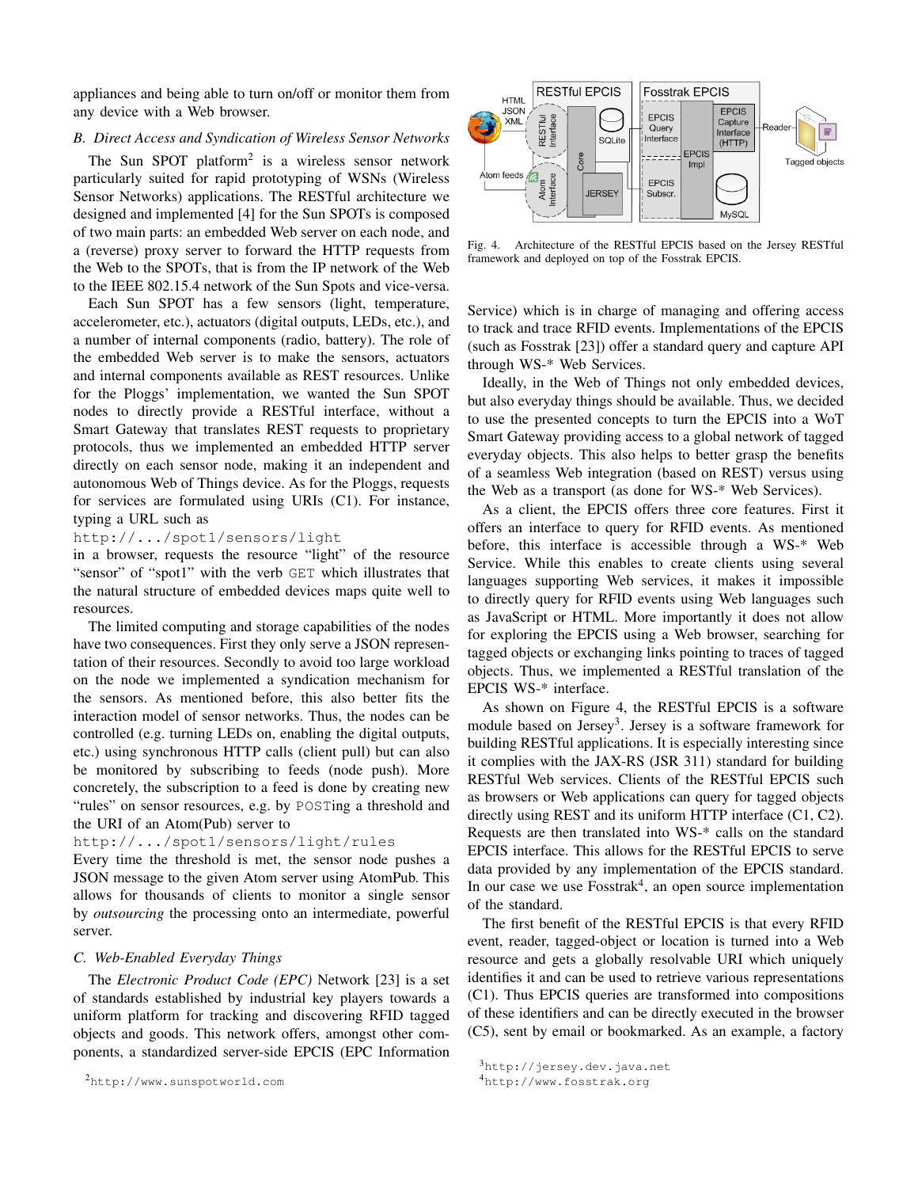appliances and being able to turn on/off or monitor them from any device with a Web browser.

### B. Direct Access and Syndication of Wireless Sensor Networks

The Sun SPOT platform[2] is a wireless sensor network particularly suited for rapid prototyping of WSNs (Wireless Sensor Networks) applications. The RESTful architecture we designed and implemented [4] for the Sun SPOTs is composed of two main parts: an embedded Web server on each node, and a (reverse) proxy server to forward the HTTP requests from the Web to the SPOTs, that is from the IP network of the Web to the IEEE 802.15.4 network of the Sun Spots and vice-versa.

Each Sun SPOT has a few sensors (light, temperature, accelerometer, etc.), actuators (digital outputs, LEDs, etc.), and a number of internal components (radio, battery). The role of the embedded Web server is to make the sensors, actuators and internal components available as REST resources. Unlike for the Ploggs' implementation, we wanted the Sun SPOT nodes to directly provide a RESTful interface, without a Smart Gateway that translates REST requests to proprietary protocols, thus we implemented an embedded HTTP server directly on each sensor node, making it an independent and autonomous Web of Things device. As for the Ploggs, requests for services are formulated using URIs (C1). For instance, typing a URL such as

`http://.../spot1/sensors/light`

in a browser, requests the resource "light" of the resource "sensor" of "spot1" with the verb `GET` which illustrates that the natural structure of embedded devices maps quite well to resources.

The limited computing and storage capabilities of the nodes have two consequences. First they only serve a JSON representation of their resources. Secondly to avoid too large workload on the node we implemented a syndication mechanism for the sensors. As mentioned before, this also better fits the interaction model of sensor networks. Thus, the nodes can be controlled (e.g. turning LEDs on, enabling the digital outputs, etc.) using synchronous HTTP calls (client pull) but can also be monitored by subscribing to feeds (node push). More concretely, the subscription to a feed is done by creating new "rules" on sensor resources, e.g. by `POST`ing a threshold and the URI of an Atom(Pub) server to

`http://.../spot1/sensors/light/rules`

Every time the threshold is met, the sensor node pushes a JSON message to the given Atom server using AtomPub. This allows for thousands of clients to monitor a single sensor by *outsourcing* the processing onto an intermediate, powerful server.

### C. Web-Enabled Everyday Things

The *Electronic Product Code (EPC)* Network [23] is a set of standards established by industrial key players towards a uniform platform for tracking and discovering RFID tagged objects and goods. This network offers, amongst other components, a standardized server-side EPCIS (EPC Information Service) which is in charge of managing and offering access to track and trace RFID events. Implementations of the EPCIS (such as Fosstrak [23]) offer a standard query and capture API through WS-* Web Services.

Fig. 4. Architecture of the RESTful EPCIS based on the Jersey RESTful framework and deployed on top of the Fosstrak EPCIS.

Ideally, in the Web of Things not only embedded devices, but also everyday things should be available. Thus, we decided to use the presented concepts to turn the EPCIS into a WoT Smart Gateway providing access to a global network of tagged everyday objects. This also helps to better grasp the benefits of a seamless Web integration (based on REST) versus using the Web as a transport (as done for WS-* Web Services).

As a client, the EPCIS offers three core features. First it offers an interface to query for RFID events. As mentioned before, this interface is accessible through a WS-* Web Service. While this enables to create clients using several languages supporting Web services, it makes it impossible to directly query for RFID events using Web languages such as JavaScript or HTML. More importantly it does not allow for exploring the EPCIS using a Web browser, searching for tagged objects or exchanging links pointing to traces of tagged objects. Thus, we implemented a RESTful translation of the EPCIS WS-* interface.

As shown on Figure 4, the RESTful EPCIS is a software module based on Jersey[3]. Jersey is a software framework for building RESTful applications. It is especially interesting since it complies with the JAX-RS (JSR 311) standard for building RESTful Web services. Clients of the RESTful EPCIS such as browsers or Web applications can query for tagged objects directly using REST and its uniform HTTP interface (C1, C2). Requests are then translated into WS-* calls on the standard EPCIS interface. This allows for the RESTful EPCIS to serve data provided by any implementation of the EPCIS standard. In our case we use Fosstrak[4], an open source implementation of the standard.

The first benefit of the RESTful EPCIS is that every RFID event, reader, tagged-object or location is turned into a Web resource and gets a globally resolvable URI which uniquely identifies it and can be used to retrieve various representations (C1). Thus EPCIS queries are transformed into compositions of these identifiers and can be directly executed in the browser (C5), sent by email or bookmarked. As an example, a factory

[2] `http://www.sunspotworld.com`

[3] `http://jersey.dev.java.net`

[4] `http://www.fosstrak.org`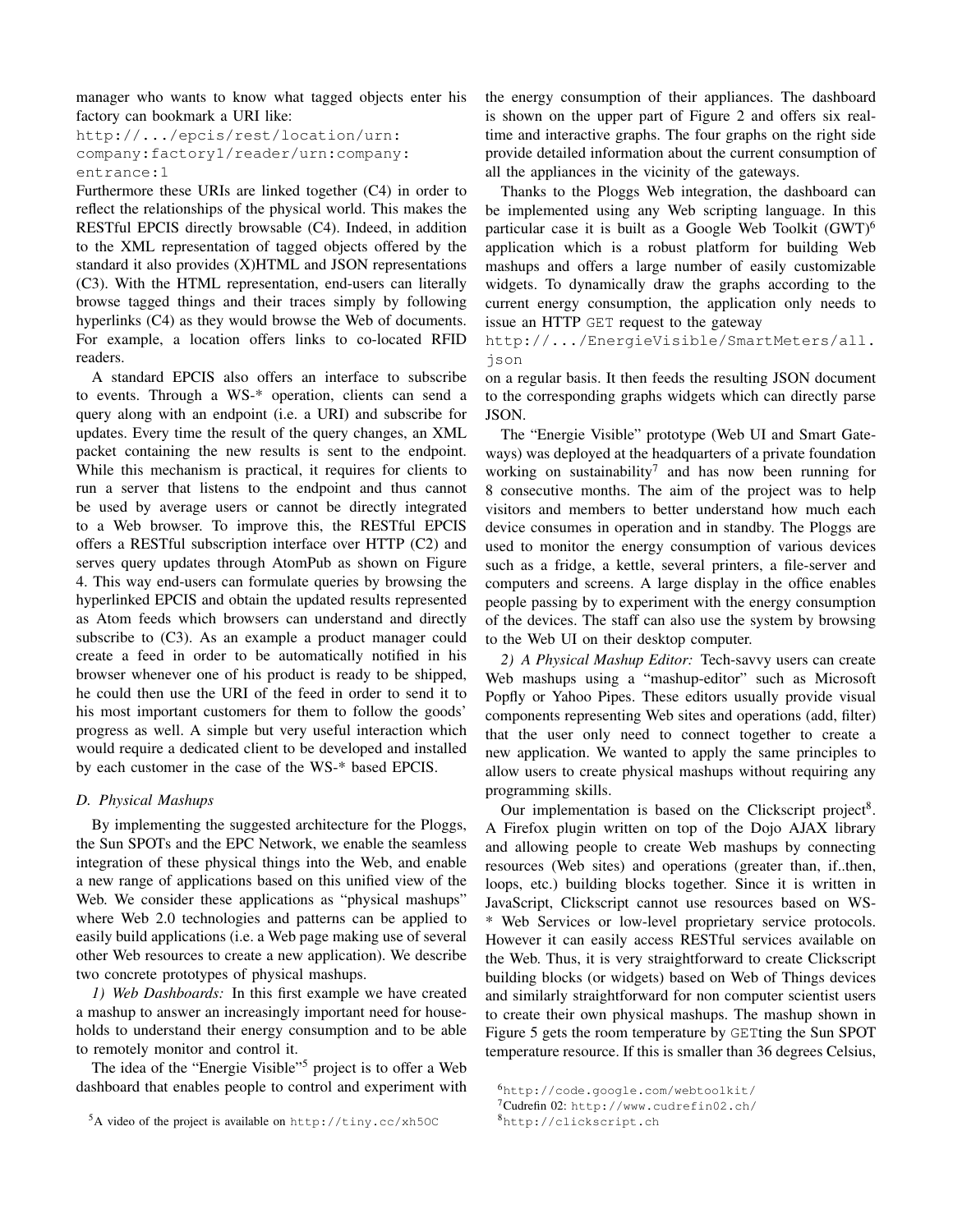manager who wants to know what tagged objects enter his factory can bookmark a URI like:

`http://.../epcis/rest/location/urn:company:factory1/reader/urn:company:entrance:1`

Furthermore these URIs are linked together (C4) in order to reflect the relationships of the physical world. This makes the RESTful EPCIS directly browsable (C4). Indeed, in addition to the XML representation of tagged objects offered by the standard it also provides (X)HTML and JSON representations (C3). With the HTML representation, end-users can literally browse tagged things and their traces simply by following hyperlinks (C4) as they would browse the Web of documents. For example, a location offers links to co-located RFID readers.

A standard EPCIS also offers an interface to subscribe to events. Through a WS-* operation, clients can send a query along with an endpoint (i.e. a URI) and subscribe for updates. Every time the result of the query changes, an XML packet containing the new results is sent to the endpoint. While this mechanism is practical, it requires for clients to run a server that listens to the endpoint and thus cannot be used by average users or cannot be directly integrated to a Web browser. To improve this, the RESTful EPCIS offers a RESTful subscription interface over HTTP (C2) and serves query updates through AtomPub as shown on Figure 4. This way end-users can formulate queries by browsing the hyperlinked EPCIS and obtain the updated results represented as Atom feeds which browsers can understand and directly subscribe to (C3). As an example a product manager could create a feed in order to be automatically notified in his browser whenever one of his product is ready to be shipped, he could then use the URI of the feed in order to send it to his most important customers for them to follow the goods' progress as well. A simple but very useful interaction which would require a dedicated client to be developed and installed by each customer in the case of the WS-* based EPCIS.

### D. Physical Mashups

By implementing the suggested architecture for the Ploggs, the Sun SPOTs and the EPC Network, we enable the seamless integration of these physical things into the Web, and enable a new range of applications based on this unified view of the Web. We consider these applications as "physical mashups" where Web 2.0 technologies and patterns can be applied to easily build applications (i.e. a Web page making use of several other Web resources to create a new application). We describe two concrete prototypes of physical mashups.

*1) Web Dashboards:* In this first example we have created a mashup to answer an increasingly important need for households to understand their energy consumption and to be able to remotely monitor and control it.

The idea of the "Energie Visible"[5] project is to offer a Web dashboard that enables people to control and experiment with the energy consumption of their appliances. The dashboard is shown on the upper part of Figure 2 and offers six real-time and interactive graphs. The four graphs on the right side provide detailed information about the current consumption of all the appliances in the vicinity of the gateways.

Thanks to the Ploggs Web integration, the dashboard can be implemented using any Web scripting language. In this particular case it is built as a Google Web Toolkit (GWT)[6] application which is a robust platform for building Web mashups and offers a large number of easily customizable widgets. To dynamically draw the graphs according to the current energy consumption, the application only needs to issue an HTTP `GET` request to the gateway

`http://.../EnergieVisible/SmartMeters/all.json`

on a regular basis. It then feeds the resulting JSON document to the corresponding graphs widgets which can directly parse JSON.

The "Energie Visible" prototype (Web UI and Smart Gateways) was deployed at the headquarters of a private foundation working on sustainability[7] and has now been running for 8 consecutive months. The aim of the project was to help visitors and members to better understand how much each device consumes in operation and in standby. The Ploggs are used to monitor the energy consumption of various devices such as a fridge, a kettle, several printers, a file-server and computers and screens. A large display in the office enables people passing by to experiment with the energy consumption of the devices. The staff can also use the system by browsing to the Web UI on their desktop computer.

*2) A Physical Mashup Editor:* Tech-savvy users can create Web mashups using a "mashup-editor" such as Microsoft Popfly or Yahoo Pipes. These editors usually provide visual components representing Web sites and operations (add, filter) that the user only need to connect together to create a new application. We wanted to apply the same principles to allow users to create physical mashups without requiring any programming skills.

Our implementation is based on the Clickscript project[8]. A Firefox plugin written on top of the Dojo AJAX library and allowing people to create Web mashups by connecting resources (Web sites) and operations (greater than, if..then, loops, etc.) building blocks together. Since it is written in JavaScript, Clickscript cannot use resources based on WS-* Web Services or low-level proprietary service protocols. However it can easily access RESTful services available on the Web. Thus, it is very straightforward to create Clickscript building blocks (or widgets) based on Web of Things devices and similarly straightforward for non computer scientist users to create their own physical mashups. The mashup shown in Figure 5 gets the room temperature by `GET`ting the Sun SPOT temperature resource. If this is smaller than 36 degrees Celsius,

[5] A video of the project is available on `http://tiny.cc/xh5OC`

[6] `http://code.google.com/webtoolkit/`

[7] Cudrefin 02: `http://www.cudrefin02.ch/`

[8] `http://clickscript.ch`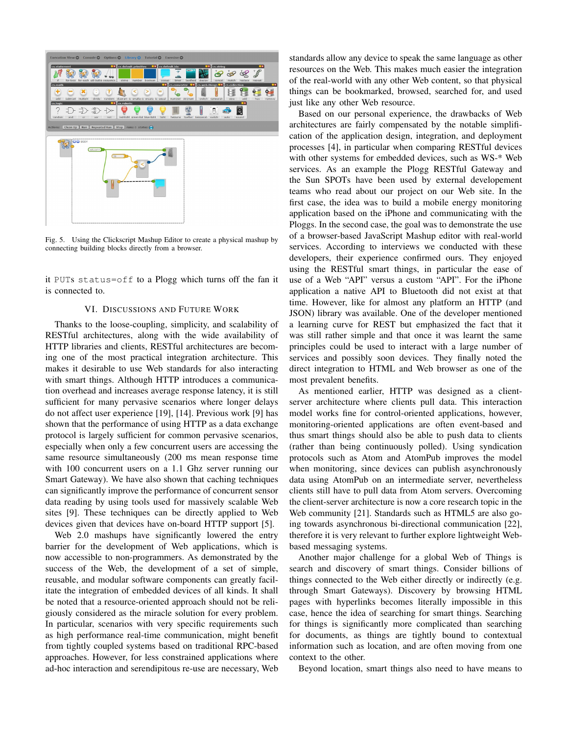Fig. 5. Using the Clickscript Mashup Editor to create a physical mashup by connecting building blocks directly from a browser.

it PUTs status=off to a Plogg which turns off the fan it is connected to.

## VI. Discussions and Future Work

Thanks to the loose-coupling, simplicity, and scalability of RESTful architectures, along with the wide availability of HTTP libraries and clients, RESTful architectures are becoming one of the most practical integration architecture. This makes it desirable to use Web standards for also interacting with smart things. Although HTTP introduces a communication overhead and increases average response latency, it is still sufficient for many pervasive scenarios where longer delays do not affect user experience [19], [14]. Previous work [9] has shown that the performance of using HTTP as a data exchange protocol is largely sufficient for common pervasive scenarios, especially when only a few concurrent users are accessing the same resource simultaneously (200 ms mean response time with 100 concurrent users on a 1.1 Ghz server running our Smart Gateway). We have also shown that caching techniques can significantly improve the performance of concurrent sensor data reading by using tools used for massively scalable Web sites [9]. These techniques can be directly applied to Web devices given that devices have on-board HTTP support [5].

Web 2.0 mashups have significantly lowered the entry barrier for the development of Web applications, which is now accessible to non-programmers. As demonstrated by the success of the Web, the development of a set of simple, reusable, and modular software components can greatly facilitate the integration of embedded devices of all kinds. It shall be noted that a resource-oriented approach should not be religiously considered as the miracle solution for every problem. In particular, scenarios with very specific requirements such as high performance real-time communication, might benefit from tightly coupled systems based on traditional RPC-based approaches. However, for less constrained applications where ad-hoc interaction and serendipitous re-use are necessary, Web standards allow any device to speak the same language as other resources on the Web. This makes much easier the integration of the real-world with any other Web content, so that physical things can be bookmarked, browsed, searched for, and used just like any other Web resource.

Based on our personal experience, the drawbacks of Web architectures are fairly compensated by the notable simplification of the application design, integration, and deployment processes [4], in particular when comparing RESTful devices with other systems for embedded devices, such as WS-* Web services. As an example the Plogg RESTful Gateway and the Sun SPOTs have been used by external developement teams who read about our project on our Web site. In the first case, the idea was to build a mobile energy monitoring application based on the iPhone and communicating with the Ploggs. In the second case, the goal was to demonstrate the use of a browser-based JavaScript Mashup editor with real-world services. According to interviews we conducted with these developers, their experience confirmed ours. They enjoyed using the RESTful smart things, in particular the ease of use of a Web "API" versus a custom "API". For the iPhone application a native API to Bluetooth did not exist at that time. However, like for almost any platform an HTTP (and JSON) library was available. One of the developer mentioned a learning curve for REST but emphasized the fact that it was still rather simple and that once it was learnt the same principles could be used to interact with a large number of services and possibly soon devices. They finally noted the direct integration to HTML and Web browser as one of the most prevalent benefits.

As mentioned earlier, HTTP was designed as a client-server architecture where clients pull data. This interaction model works fine for control-oriented applications, however, monitoring-oriented applications are often event-based and thus smart things should also be able to push data to clients (rather than being continuously polled). Using syndication protocols such as Atom and AtomPub improves the model when monitoring, since devices can publish asynchronously data using AtomPub on an intermediate server, nevertheless clients still have to pull data from Atom servers. Overcoming the client-server architecture is now a core research topic in the Web community [21]. Standards such as HTML5 are also going towards asynchronous bi-directional communication [22], therefore it is very relevant to further explore lightweight Web-based messaging systems.

Another major challenge for a global Web of Things is search and discovery of smart things. Consider billions of things connected to the Web either directly or indirectly (e.g. through Smart Gateways). Discovery by browsing HTML pages with hyperlinks becomes literally impossible in this case, hence the idea of searching for smart things. Searching for things is significantly more complicated than searching for documents, as things are tightly bound to contextual information such as location, and are often moving from one context to the other.

Beyond location, smart things also need to have means to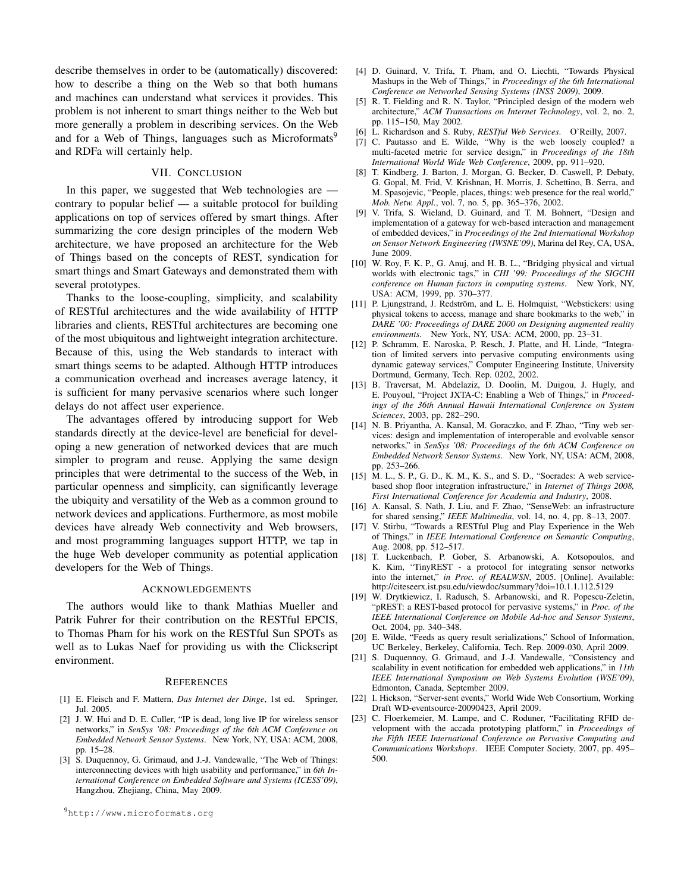describe themselves in order to be (automatically) discovered: how to describe a thing on the Web so that both humans and machines can understand what services it provides. This problem is not inherent to smart things neither to the Web but more generally a problem in describing services. On the Web and for a Web of Things, languages such as Microformats[9] and RDFa will certainly help.

## VII. Conclusion

In this paper, we suggested that Web technologies are — contrary to popular belief — a suitable protocol for building applications on top of services offered by smart things. After summarizing the core design principles of the modern Web architecture, we have proposed an architecture for the Web of Things based on the concepts of REST, syndication for smart things and Smart Gateways and demonstrated them with several prototypes.

Thanks to the loose-coupling, simplicity, and scalability of RESTful architectures and the wide availability of HTTP libraries and clients, RESTful architectures are becoming one of the most ubiquitous and lightweight integration architecture. Because of this, using the Web standards to interact with smart things seems to be adapted. Although HTTP introduces a communication overhead and increases average latency, it is sufficient for many pervasive scenarios where such longer delays do not affect user experience.

The advantages offered by introducing support for Web standards directly at the device-level are beneficial for developing a new generation of networked devices that are much simpler to program and reuse. Applying the same design principles that were detrimental to the success of the Web, in particular openness and simplicity, can significantly leverage the ubiquity and versatility of the Web as a common ground to network devices and applications. Furthermore, as most mobile devices have already Web connectivity and Web browsers, and most programming languages support HTTP, we tap in the huge Web developer community as potential application developers for the Web of Things.

## Acknowledgements

The authors would like to thank Mathias Mueller and Patrik Fuhrer for their contribution on the RESTful EPCIS, to Thomas Pham for his work on the RESTful Sun SPOTs as well as to Lukas Naef for providing us with the Clickscript environment.

## References

[1] E. Fleisch and F. Mattern, *Das Internet der Dinge*, 1st ed. Springer, Jul. 2005.

[2] J. W. Hui and D. E. Culler, "IP is dead, long live IP for wireless sensor networks," in *SenSys '08: Proceedings of the 6th ACM Conference on Embedded Network Sensor Systems*. New York, NY, USA: ACM, 2008, pp. 15–28.

[3] S. Duquennoy, G. Grimaud, and J.-J. Vandewalle, "The Web of Things: interconnecting devices with high usability and performance," in *6th International Conference on Embedded Software and Systems (ICESS'09)*, Hangzhou, Zhejiang, China, May 2009.

[4] D. Guinard, V. Trifa, T. Pham, and O. Liechti, "Towards Physical Mashups in the Web of Things," in *Proceedings of the 6th International Conference on Networked Sensing Systems (INSS 2009)*, 2009.

[5] R. T. Fielding and R. N. Taylor, "Principled design of the modern web architecture," *ACM Transactions on Internet Technology*, vol. 2, no. 2, pp. 115–150, May 2002.

[6] L. Richardson and S. Ruby, *RESTful Web Services*. O'Reilly, 2007.

[7] C. Pautasso and E. Wilde, "Why is the web loosely coupled? a multi-faceted metric for service design," in *Proceedings of the 18th International World Wide Web Conference*, 2009, pp. 911–920.

[8] T. Kindberg, J. Barton, J. Morgan, G. Becker, D. Caswell, P. Debaty, G. Gopal, M. Frid, V. Krishnan, H. Morris, J. Schettino, B. Serra, and M. Spasojevic, "People, places, things: web presence for the real world," *Mob. Netw. Appl.*, vol. 7, no. 5, pp. 365–376, 2002.

[9] V. Trifa, S. Wieland, D. Guinard, and T. M. Bohnert, "Design and implementation of a gateway for web-based interaction and management of embedded devices," in *Proceedings of the 2nd International Workshop on Sensor Network Engineering (IWSNE'09)*, Marina del Rey, CA, USA, June 2009.

[10] W. Roy, F. K. P., G. Anuj, and H. B. L., "Bridging physical and virtual worlds with electronic tags," in *CHI '99: Proceedings of the SIGCHI conference on Human factors in computing systems*. New York, NY, USA: ACM, 1999, pp. 370–377.

[11] P. Ljungstrand, J. Redström, and L. E. Holmquist, "Webstickers: using physical tokens to access, manage and share bookmarks to the web," in *DARE '00: Proceedings of DARE 2000 on Designing augmented reality environments*. New York, NY, USA: ACM, 2000, pp. 23–31.

[12] P. Schramm, E. Naroska, P. Resch, J. Platte, and H. Linde, "Integration of limited servers into pervasive computing environments using dynamic gateway services," Computer Engineering Institute, University Dortmund, Germany, Tech. Rep. 0202, 2002.

[13] B. Traversat, M. Abdelaziz, D. Doolin, M. Duigou, J. Hugly, and E. Pouyoul, "Project JXTA-C: Enabling a Web of Things," in *Proceedings of the 36th Annual Hawaii International Conference on System Sciences*, 2003, pp. 282–290.

[14] N. B. Priyantha, A. Kansal, M. Goraczko, and F. Zhao, "Tiny web services: design and implementation of interoperable and evolvable sensor networks," in *SenSys '08: Proceedings of the 6th ACM Conference on Embedded Network Sensor Systems*. New York, NY, USA: ACM, 2008, pp. 253–266.

[15] M. L., S. P., G. D., K. M., K. S., and S. D., "Socrades: A web service-based shop floor integration infrastructure," in *Internet of Things 2008, First International Conference for Academia and Industry*, 2008.

[16] A. Kansal, S. Nath, J. Liu, and F. Zhao, "SenseWeb: an infrastructure for shared sensing," *IEEE Multimedia*, vol. 14, no. 4, pp. 8–13, 2007.

[17] V. Stirbu, "Towards a RESTful Plug and Play Experience in the Web of Things," in *IEEE International Conference on Semantic Computing*, Aug. 2008, pp. 512–517.

[18] T. Luckenbach, P. Gober, S. Arbanowski, A. Kotsopoulos, and K. Kim, "TinyREST - a protocol for integrating sensor networks into the internet," *in Proc. of REALWSN*, 2005. [Online]. Available: http://citeseerx.ist.psu.edu/viewdoc/summary?doi=10.1.1.112.5129

[19] W. Drytkiewicz, I. Radusch, S. Arbanowski, and R. Popescu-Zeletin, "pREST: a REST-based protocol for pervasive systems," in *Proc. of the IEEE International Conference on Mobile Ad-hoc and Sensor Systems*, Oct. 2004, pp. 340–348.

[20] E. Wilde, "Feeds as query result serializations," School of Information, UC Berkeley, Berkeley, California, Tech. Rep. 2009-030, April 2009.

[21] S. Duquennoy, G. Grimaud, and J.-J. Vandewalle, "Consistency and scalability in event notification for embedded web applications," in *11th IEEE International Symposium on Web Systems Evolution (WSE'09)*, Edmonton, Canada, September 2009.

[22] I. Hickson, "Server-sent events," World Wide Web Consortium, Working Draft WD-eventsource-20090423, April 2009.

[23] C. Floerkemeier, M. Lampe, and C. Roduner, "Facilitating RFID development with the accada prototyping platform," in *Proceedings of the Fifth IEEE International Conference on Pervasive Computing and Communications Workshops*. IEEE Computer Society, 2007, pp. 495–500.

[9] http://www.microformats.org